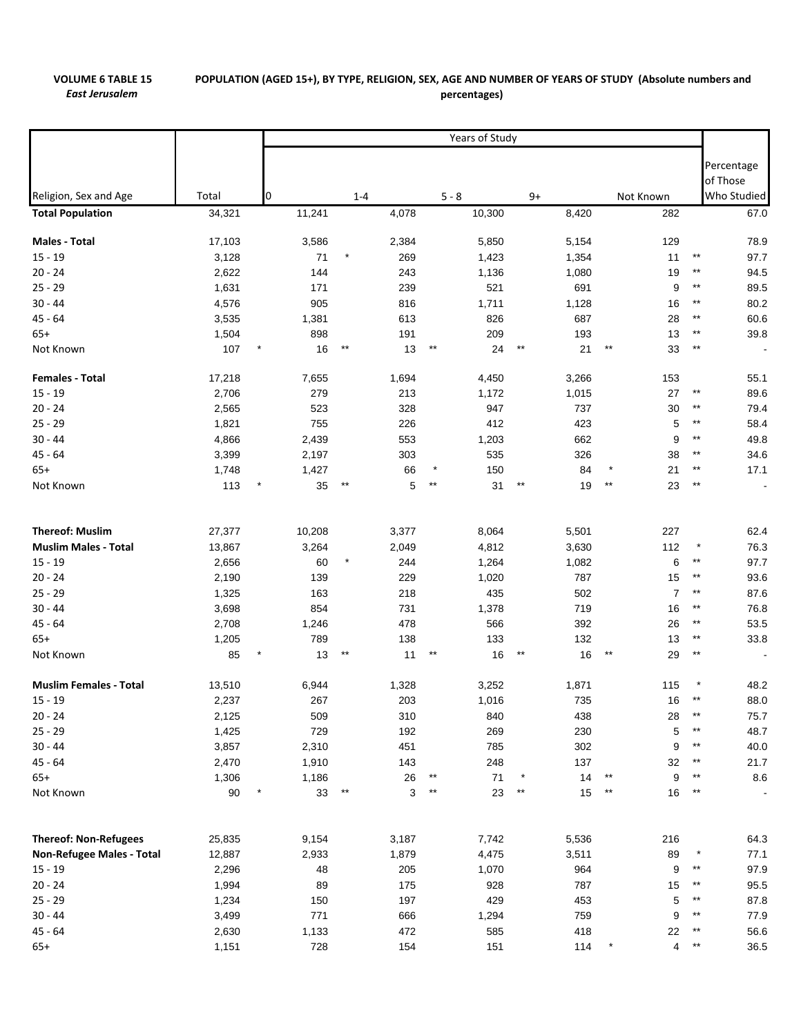**VOLUME 6 TABLE 15**
*East Jerusalem*

**POPULATION (AGED 15+), BY TYPE, RELIGION, SEX, AGE AND NUMBER OF YEARS OF STUDY (Absolute numbers and percentages)**

| Religion, Sex and Age | Total | Years of Study: 0 | 1-4 | 5 - 8 | 9+ | Not Known | Percentage of Those Who Studied |
|---|---|---|---|---|---|---|---|
| **Total Population** | 34,321 | 11,241 | 4,078 | 10,300 | 8,420 | 282 | 67.0 |
| **Males - Total** | 17,103 | 3,586 | 2,384 | 5,850 | 5,154 | 129 | 78.9 |
| 15 - 19 | 3,128 | 71 * | 269 | 1,423 | 1,354 | 11 ** | 97.7 |
| 20 - 24 | 2,622 | 144 | 243 | 1,136 | 1,080 | 19 ** | 94.5 |
| 25 - 29 | 1,631 | 171 | 239 | 521 | 691 | 9 ** | 89.5 |
| 30 - 44 | 4,576 | 905 | 816 | 1,711 | 1,128 | 16 ** | 80.2 |
| 45 - 64 | 3,535 | 1,381 | 613 | 826 | 687 | 28 ** | 60.6 |
| 65+ | 1,504 | 898 | 191 | 209 | 193 | 13 ** | 39.8 |
| Not Known | 107 * | 16 ** | 13 ** | 24 ** | 21 ** | 33 ** | - |
| **Females - Total** | 17,218 | 7,655 | 1,694 | 4,450 | 3,266 | 153 | 55.1 |
| 15 - 19 | 2,706 | 279 | 213 | 1,172 | 1,015 | 27 ** | 89.6 |
| 20 - 24 | 2,565 | 523 | 328 | 947 | 737 | 30 ** | 79.4 |
| 25 - 29 | 1,821 | 755 | 226 | 412 | 423 | 5 ** | 58.4 |
| 30 - 44 | 4,866 | 2,439 | 553 | 1,203 | 662 | 9 ** | 49.8 |
| 45 - 64 | 3,399 | 2,197 | 303 | 535 | 326 | 38 ** | 34.6 |
| 65+ | 1,748 | 1,427 | 66 * | 150 | 84 * | 21 ** | 17.1 |
| Not Known | 113 * | 35 ** | 5 ** | 31 ** | 19 ** | 23 ** | - |
| **Thereof: Muslim** | 27,377 | 10,208 | 3,377 | 8,064 | 5,501 | 227 | 62.4 |
| **Muslim Males - Total** | 13,867 | 3,264 | 2,049 | 4,812 | 3,630 | 112 * | 76.3 |
| 15 - 19 | 2,656 | 60 * | 244 | 1,264 | 1,082 | 6 ** | 97.7 |
| 20 - 24 | 2,190 | 139 | 229 | 1,020 | 787 | 15 ** | 93.6 |
| 25 - 29 | 1,325 | 163 | 218 | 435 | 502 | 7 ** | 87.6 |
| 30 - 44 | 3,698 | 854 | 731 | 1,378 | 719 | 16 ** | 76.8 |
| 45 - 64 | 2,708 | 1,246 | 478 | 566 | 392 | 26 ** | 53.5 |
| 65+ | 1,205 | 789 | 138 | 133 | 132 | 13 ** | 33.8 |
| Not Known | 85 * | 13 ** | 11 ** | 16 ** | 16 ** | 29 ** | - |
| **Muslim Females - Total** | 13,510 | 6,944 | 1,328 | 3,252 | 1,871 | 115 * | 48.2 |
| 15 - 19 | 2,237 | 267 | 203 | 1,016 | 735 | 16 ** | 88.0 |
| 20 - 24 | 2,125 | 509 | 310 | 840 | 438 | 28 ** | 75.7 |
| 25 - 29 | 1,425 | 729 | 192 | 269 | 230 | 5 ** | 48.7 |
| 30 - 44 | 3,857 | 2,310 | 451 | 785 | 302 | 9 ** | 40.0 |
| 45 - 64 | 2,470 | 1,910 | 143 | 248 | 137 | 32 ** | 21.7 |
| 65+ | 1,306 | 1,186 | 26 ** | 71 * | 14 ** | 9 ** | 8.6 |
| Not Known | 90 * | 33 ** | 3 ** | 23 ** | 15 ** | 16 ** | - |
| **Thereof: Non-Refugees** | 25,835 | 9,154 | 3,187 | 7,742 | 5,536 | 216 | 64.3 |
| **Non-Refugee Males - Total** | 12,887 | 2,933 | 1,879 | 4,475 | 3,511 | 89 * | 77.1 |
| 15 - 19 | 2,296 | 48 | 205 | 1,070 | 964 | 9 ** | 97.9 |
| 20 - 24 | 1,994 | 89 | 175 | 928 | 787 | 15 ** | 95.5 |
| 25 - 29 | 1,234 | 150 | 197 | 429 | 453 | 5 ** | 87.8 |
| 30 - 44 | 3,499 | 771 | 666 | 1,294 | 759 | 9 ** | 77.9 |
| 45 - 64 | 2,630 | 1,133 | 472 | 585 | 418 | 22 ** | 56.6 |
| 65+ | 1,151 | 728 | 154 | 151 | 114 * | 4 ** | 36.5 |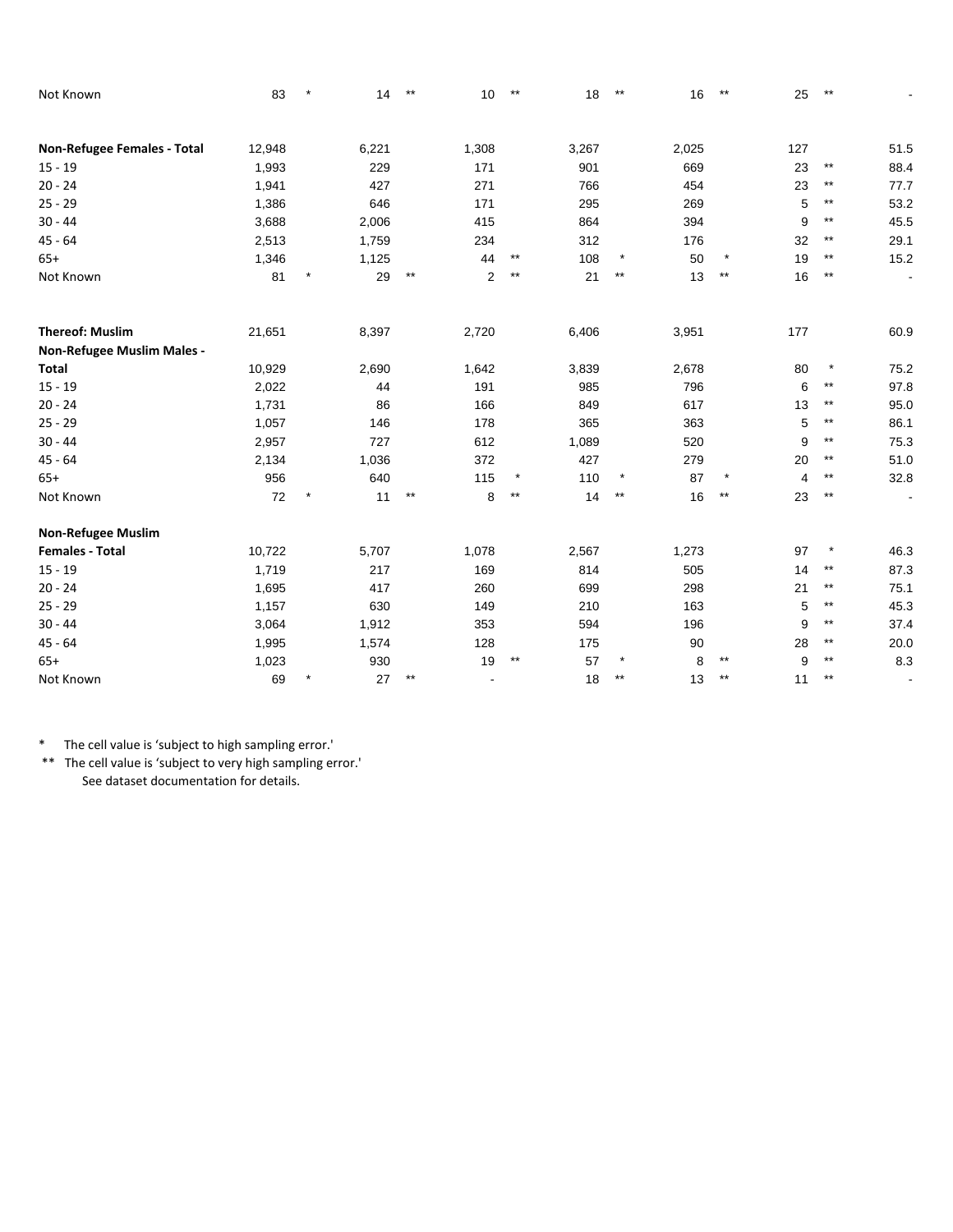| | | | | | | | | | | | | | |
|---|---|---|---|---|---|---|---|---|---|---|---|---|---|
| Not Known | 83 | * | 14 | ** | 10 | ** | 18 | ** | 16 | ** | 25 | ** | - |
| | | | | | | | | | | | | | |
| **Non-Refugee Females - Total** | 12,948 | | 6,221 | | 1,308 | | 3,267 | | 2,025 | | 127 | | 51.5 |
| 15 - 19 | 1,993 | | 229 | | 171 | | 901 | | 669 | | 23 | ** | 88.4 |
| 20 - 24 | 1,941 | | 427 | | 271 | | 766 | | 454 | | 23 | ** | 77.7 |
| 25 - 29 | 1,386 | | 646 | | 171 | | 295 | | 269 | | 5 | ** | 53.2 |
| 30 - 44 | 3,688 | | 2,006 | | 415 | | 864 | | 394 | | 9 | ** | 45.5 |
| 45 - 64 | 2,513 | | 1,759 | | 234 | | 312 | | 176 | | 32 | ** | 29.1 |
| 65+ | 1,346 | | 1,125 | | 44 | ** | 108 | * | 50 | * | 19 | ** | 15.2 |
| Not Known | 81 | * | 29 | ** | 2 | ** | 21 | ** | 13 | ** | 16 | ** | - |
| | | | | | | | | | | | | | |
| **Thereof: Muslim** | 21,651 | | 8,397 | | 2,720 | | 6,406 | | 3,951 | | 177 | | 60.9 |
| **Non-Refugee Muslim Males - Total** | 10,929 | | 2,690 | | 1,642 | | 3,839 | | 2,678 | | 80 | * | 75.2 |
| 15 - 19 | 2,022 | | 44 | | 191 | | 985 | | 796 | | 6 | ** | 97.8 |
| 20 - 24 | 1,731 | | 86 | | 166 | | 849 | | 617 | | 13 | ** | 95.0 |
| 25 - 29 | 1,057 | | 146 | | 178 | | 365 | | 363 | | 5 | ** | 86.1 |
| 30 - 44 | 2,957 | | 727 | | 612 | | 1,089 | | 520 | | 9 | ** | 75.3 |
| 45 - 64 | 2,134 | | 1,036 | | 372 | | 427 | | 279 | | 20 | ** | 51.0 |
| 65+ | 956 | | 640 | | 115 | * | 110 | * | 87 | * | 4 | ** | 32.8 |
| Not Known | 72 | * | 11 | ** | 8 | ** | 14 | ** | 16 | ** | 23 | ** | - |
| | | | | | | | | | | | | | |
| **Non-Refugee Muslim Females - Total** | 10,722 | | 5,707 | | 1,078 | | 2,567 | | 1,273 | | 97 | * | 46.3 |
| 15 - 19 | 1,719 | | 217 | | 169 | | 814 | | 505 | | 14 | ** | 87.3 |
| 20 - 24 | 1,695 | | 417 | | 260 | | 699 | | 298 | | 21 | ** | 75.1 |
| 25 - 29 | 1,157 | | 630 | | 149 | | 210 | | 163 | | 5 | ** | 45.3 |
| 30 - 44 | 3,064 | | 1,912 | | 353 | | 594 | | 196 | | 9 | ** | 37.4 |
| 45 - 64 | 1,995 | | 1,574 | | 128 | | 175 | | 90 | | 28 | ** | 20.0 |
| 65+ | 1,023 | | 930 | | 19 | ** | 57 | * | 8 | ** | 9 | ** | 8.3 |
| Not Known | 69 | * | 27 | ** | - | | 18 | ** | 13 | ** | 11 | ** | - |

* The cell value is 'subject to high sampling error.'

** The cell value is 'subject to very high sampling error.'

See dataset documentation for details.